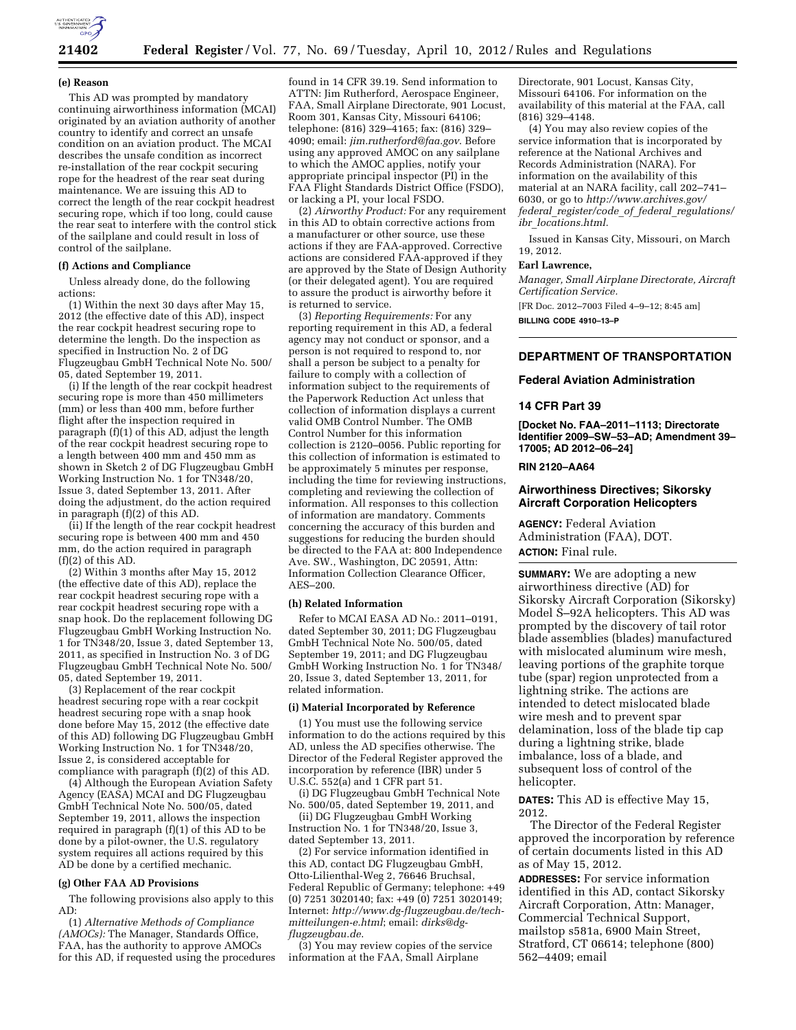#### (e) Reason

This AD was prompted by mandatory continuing airworthiness information (MCAI) originated by an aviation authority of another country to identify and correct an unsafe condition on an aviation product. The MCAI describes the unsafe condition as incorrect re-installation of the rear cockpit securing rope for the headrest of the rear seat during maintenance. We are issuing this AD to correct the length of the rear cockpit headrest securing rope, which if too long, could cause the rear seat to interfere with the control stick of the sailplane and could result in loss of control of the sailplane.

#### (f) Actions and Compliance

Unless already done, do the following actions:

(1) Within the next 30 days after May 15, 2012 (the effective date of this AD), inspect the rear cockpit headrest securing rope to determine the length. Do the inspection as specified in Instruction No. 2 of DG Flugzeugbau GmbH Technical Note No. 500/05, dated September 19, 2011.

(i) If the length of the rear cockpit headrest securing rope is more than 450 millimeters (mm) or less than 400 mm, before further flight after the inspection required in paragraph (f)(1) of this AD, adjust the length of the rear cockpit headrest securing rope to a length between 400 mm and 450 mm as shown in Sketch 2 of DG Flugzeugbau GmbH Working Instruction No. 1 for TN348/20, Issue 3, dated September 13, 2011. After doing the adjustment, do the action required in paragraph (f)(2) of this AD.

(ii) If the length of the rear cockpit headrest securing rope is between 400 mm and 450 mm, do the action required in paragraph (f)(2) of this AD.

(2) Within 3 months after May 15, 2012 (the effective date of this AD), replace the rear cockpit headrest securing rope with a rear cockpit headrest securing rope with a snap hook. Do the replacement following DG Flugzeugbau GmbH Working Instruction No. 1 for TN348/20, Issue 3, dated September 13, 2011, as specified in Instruction No. 3 of DG Flugzeugbau GmbH Technical Note No. 500/05, dated September 19, 2011.

(3) Replacement of the rear cockpit headrest securing rope with a rear cockpit headrest securing rope with a snap hook done before May 15, 2012 (the effective date of this AD) following DG Flugzeugbau GmbH Working Instruction No. 1 for TN348/20, Issue 2, is considered acceptable for compliance with paragraph (f)(2) of this AD.

(4) Although the European Aviation Safety Agency (EASA) MCAI and DG Flugzeugbau GmbH Technical Note No. 500/05, dated September 19, 2011, allows the inspection required in paragraph (f)(1) of this AD to be done by a pilot-owner, the U.S. regulatory system requires all actions required by this AD be done by a certified mechanic.

#### (g) Other FAA AD Provisions

The following provisions also apply to this AD:

(1) *Alternative Methods of Compliance (AMOCs):* The Manager, Standards Office, FAA, has the authority to approve AMOCs for this AD, if requested using the procedures found in 14 CFR 39.19. Send information to ATTN: Jim Rutherford, Aerospace Engineer, FAA, Small Airplane Directorate, 901 Locust, Room 301, Kansas City, Missouri 64106; telephone: (816) 329–4165; fax: (816) 329–4090; email: *jim.rutherford@faa.gov*. Before using any approved AMOC on any sailplane to which the AMOC applies, notify your appropriate principal inspector (PI) in the FAA Flight Standards District Office (FSDO), or lacking a PI, your local FSDO.

(2) *Airworthy Product:* For any requirement in this AD to obtain corrective actions from a manufacturer or other source, use these actions if they are FAA-approved. Corrective actions are considered FAA-approved if they are approved by the State of Design Authority (or their delegated agent). You are required to assure the product is airworthy before it is returned to service.

(3) *Reporting Requirements:* For any reporting requirement in this AD, a federal agency may not conduct or sponsor, and a person is not required to respond to, nor shall a person be subject to a penalty for failure to comply with a collection of information subject to the requirements of the Paperwork Reduction Act unless that collection of information displays a current valid OMB Control Number. The OMB Control Number for this information collection is 2120–0056. Public reporting for this collection of information is estimated to be approximately 5 minutes per response, including the time for reviewing instructions, completing and reviewing the collection of information. All responses to this collection of information are mandatory. Comments concerning the accuracy of this burden and suggestions for reducing the burden should be directed to the FAA at: 800 Independence Ave. SW., Washington, DC 20591, Attn: Information Collection Clearance Officer, AES–200.

#### (h) Related Information

Refer to MCAI EASA AD No.: 2011–0191, dated September 30, 2011; DG Flugzeugbau GmbH Technical Note No. 500/05, dated September 19, 2011; and DG Flugzeugbau GmbH Working Instruction No. 1 for TN348/20, Issue 3, dated September 13, 2011, for related information.

#### (i) Material Incorporated by Reference

(1) You must use the following service information to do the actions required by this AD, unless the AD specifies otherwise. The Director of the Federal Register approved the incorporation by reference (IBR) under 5 U.S.C. 552(a) and 1 CFR part 51.

(i) DG Flugzeugbau GmbH Technical Note No. 500/05, dated September 19, 2011, and

(ii) DG Flugzeugbau GmbH Working Instruction No. 1 for TN348/20, Issue 3, dated September 13, 2011.

(2) For service information identified in this AD, contact DG Flugzeugbau GmbH, Otto-Lilienthal-Weg 2, 76646 Bruchsal, Federal Republic of Germany; telephone: +49 (0) 7251 3020140; fax: +49 (0) 7251 3020149; Internet: *http://www.dg-flugzeugbau.de/tech-mitteilungen-e.html*; email: *dirks@dg-flugzeugbau.de.*

(3) You may review copies of the service information at the FAA, Small Airplane Directorate, 901 Locust, Kansas City, Missouri 64106. For information on the availability of this material at the FAA, call (816) 329–4148.

(4) You may also review copies of the service information that is incorporated by reference at the National Archives and Records Administration (NARA). For information on the availability of this material at an NARA facility, call 202–741–6030, or go to *http://www.archives.gov/federal_register/code_of_federal_regulations/ibr_locations.html.*

Issued in Kansas City, Missouri, on March 19, 2012.

**Earl Lawrence,**

*Manager, Small Airplane Directorate, Aircraft Certification Service.*

[FR Doc. 2012–7003 Filed 4–9–12; 8:45 am]

**BILLING CODE 4910–13–P**

---

## DEPARTMENT OF TRANSPORTATION

### Federal Aviation Administration

### 14 CFR Part 39

**[Docket No. FAA–2011–1113; Directorate Identifier 2009–SW–53–AD; Amendment 39–17005; AD 2012–06–24]**

**RIN 2120–AA64**

### Airworthiness Directives; Sikorsky Aircraft Corporation Helicopters

**AGENCY:** Federal Aviation Administration (FAA), DOT.

**ACTION:** Final rule.

**SUMMARY:** We are adopting a new airworthiness directive (AD) for Sikorsky Aircraft Corporation (Sikorsky) Model S–92A helicopters. This AD was prompted by the discovery of tail rotor blade assemblies (blades) manufactured with mislocated aluminum wire mesh, leaving portions of the graphite torque tube (spar) region unprotected from a lightning strike. The actions are intended to detect mislocated blade wire mesh and to prevent spar delamination, loss of the blade tip cap during a lightning strike, blade imbalance, loss of a blade, and subsequent loss of control of the helicopter.

**DATES:** This AD is effective May 15, 2012.

The Director of the Federal Register approved the incorporation by reference of certain documents listed in this AD as of May 15, 2012.

**ADDRESSES:** For service information identified in this AD, contact Sikorsky Aircraft Corporation, Attn: Manager, Commercial Technical Support, mailstop s581a, 6900 Main Street, Stratford, CT 06614; telephone (800) 562–4409; email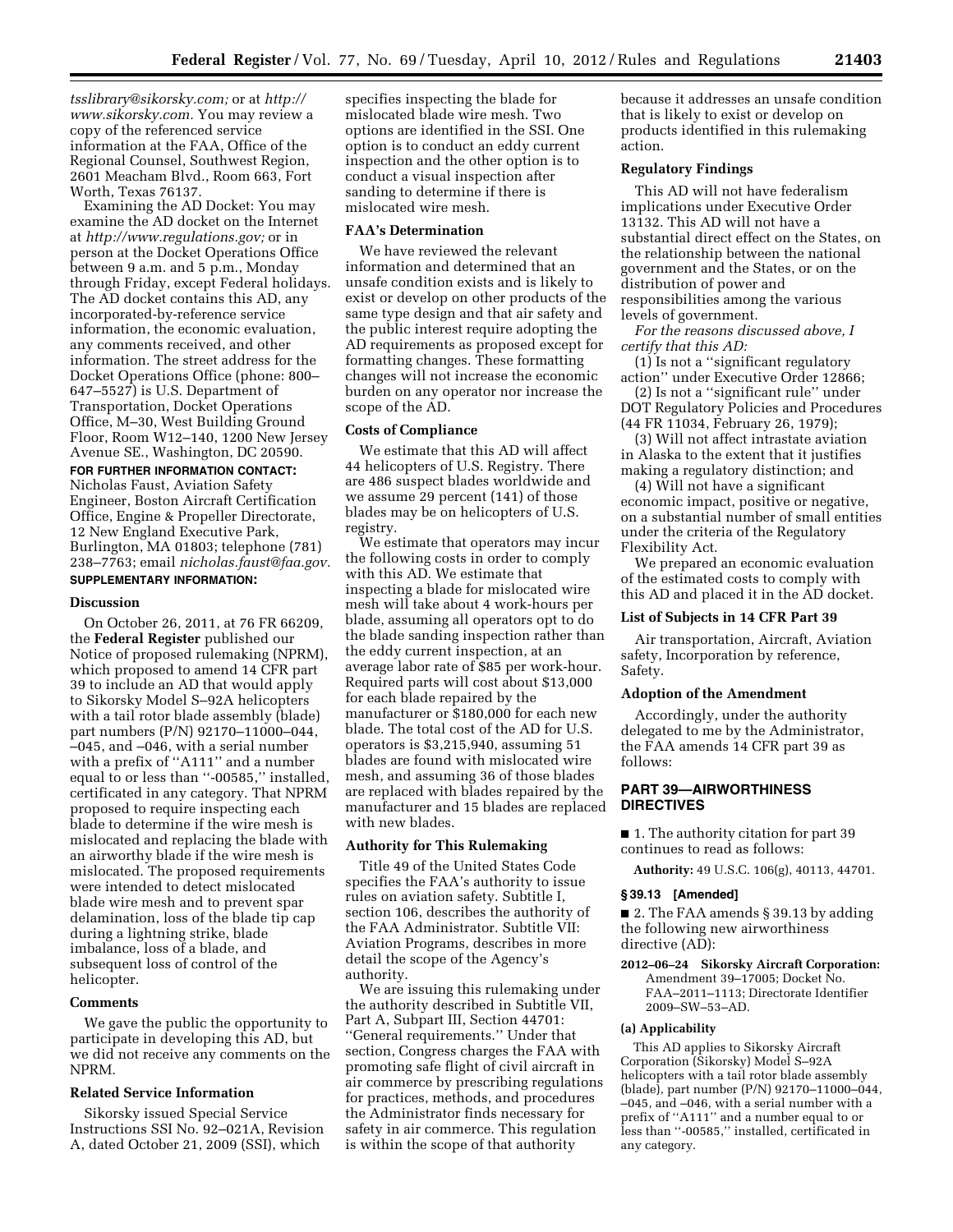*tsslibrary@sikorsky.com;* or at *http://www.sikorsky.com.* You may review a copy of the referenced service information at the FAA, Office of the Regional Counsel, Southwest Region, 2601 Meacham Blvd., Room 663, Fort Worth, Texas 76137.

Examining the AD Docket: You may examine the AD docket on the Internet at *http://www.regulations.gov;* or in person at the Docket Operations Office between 9 a.m. and 5 p.m., Monday through Friday, except Federal holidays. The AD docket contains this AD, any incorporated-by-reference service information, the economic evaluation, any comments received, and other information. The street address for the Docket Operations Office (phone: 800–647–5527) is U.S. Department of Transportation, Docket Operations Office, M–30, West Building Ground Floor, Room W12–140, 1200 New Jersey Avenue SE., Washington, DC 20590.

**FOR FURTHER INFORMATION CONTACT:** Nicholas Faust, Aviation Safety Engineer, Boston Aircraft Certification Office, Engine & Propeller Directorate, 12 New England Executive Park, Burlington, MA 01803; telephone (781) 238–7763; email *nicholas.faust@faa.gov.*

**SUPPLEMENTARY INFORMATION:**

## Discussion

On October 26, 2011, at 76 FR 66209, the **Federal Register** published our Notice of proposed rulemaking (NPRM), which proposed to amend 14 CFR part 39 to include an AD that would apply to Sikorsky Model S–92A helicopters with a tail rotor blade assembly (blade) part numbers (P/N) 92170–11000–044, –045, and –046, with a serial number with a prefix of ''A111'' and a number equal to or less than ''-00585,'' installed, certificated in any category. That NPRM proposed to require inspecting each blade to determine if the wire mesh is mislocated and replacing the blade with an airworthy blade if the wire mesh is mislocated. The proposed requirements were intended to detect mislocated blade wire mesh and to prevent spar delamination, loss of the blade tip cap during a lightning strike, blade imbalance, loss of a blade, and subsequent loss of control of the helicopter.

## Comments

We gave the public the opportunity to participate in developing this AD, but we did not receive any comments on the NPRM.

## Related Service Information

Sikorsky issued Special Service Instructions SSI No. 92–021A, Revision A, dated October 21, 2009 (SSI), which specifies inspecting the blade for mislocated blade wire mesh. Two options are identified in the SSI. One option is to conduct an eddy current inspection and the other option is to conduct a visual inspection after sanding to determine if there is mislocated wire mesh.

## FAA's Determination

We have reviewed the relevant information and determined that an unsafe condition exists and is likely to exist or develop on other products of the same type design and that air safety and the public interest require adopting the AD requirements as proposed except for formatting changes. These formatting changes will not increase the economic burden on any operator nor increase the scope of the AD.

## Costs of Compliance

We estimate that this AD will affect 44 helicopters of U.S. Registry. There are 486 suspect blades worldwide and we assume 29 percent (141) of those blades may be on helicopters of U.S. registry.

We estimate that operators may incur the following costs in order to comply with this AD. We estimate that inspecting a blade for mislocated wire mesh will take about 4 work-hours per blade, assuming all operators opt to do the blade sanding inspection rather than the eddy current inspection, at an average labor rate of $85 per work-hour. Required parts will cost about $13,000 for each blade repaired by the manufacturer or $180,000 for each new blade. The total cost of the AD for U.S. operators is $3,215,940, assuming 51 blades are found with mislocated wire mesh, and assuming 36 of those blades are replaced with blades repaired by the manufacturer and 15 blades are replaced with new blades.

## Authority for This Rulemaking

Title 49 of the United States Code specifies the FAA's authority to issue rules on aviation safety. Subtitle I, section 106, describes the authority of the FAA Administrator. Subtitle VII: Aviation Programs, describes in more detail the scope of the Agency's authority.

We are issuing this rulemaking under the authority described in Subtitle VII, Part A, Subpart III, Section 44701: ''General requirements.'' Under that section, Congress charges the FAA with promoting safe flight of civil aircraft in air commerce by prescribing regulations for practices, methods, and procedures the Administrator finds necessary for safety in air commerce. This regulation is within the scope of that authority because it addresses an unsafe condition that is likely to exist or develop on products identified in this rulemaking action.

## Regulatory Findings

This AD will not have federalism implications under Executive Order 13132. This AD will not have a substantial direct effect on the States, on the relationship between the national government and the States, or on the distribution of power and responsibilities among the various levels of government.

*For the reasons discussed above, I certify that this AD:*

(1) Is not a ''significant regulatory action'' under Executive Order 12866;

(2) Is not a ''significant rule'' under DOT Regulatory Policies and Procedures (44 FR 11034, February 26, 1979);

(3) Will not affect intrastate aviation in Alaska to the extent that it justifies making a regulatory distinction; and

(4) Will not have a significant economic impact, positive or negative, on a substantial number of small entities under the criteria of the Regulatory Flexibility Act.

We prepared an economic evaluation of the estimated costs to comply with this AD and placed it in the AD docket.

## List of Subjects in 14 CFR Part 39

Air transportation, Aircraft, Aviation safety, Incorporation by reference, Safety.

## Adoption of the Amendment

Accordingly, under the authority delegated to me by the Administrator, the FAA amends 14 CFR part 39 as follows:

## PART 39—AIRWORTHINESS DIRECTIVES

■ 1. The authority citation for part 39 continues to read as follows:

**Authority:** 49 U.S.C. 106(g), 40113, 44701.

### § 39.13 [Amended]

■ 2. The FAA amends § 39.13 by adding the following new airworthiness directive (AD):

**2012–06–24 Sikorsky Aircraft Corporation:** Amendment 39–17005; Docket No. FAA–2011–1113; Directorate Identifier 2009–SW–53–AD.

### (a) Applicability

This AD applies to Sikorsky Aircraft Corporation (Sikorsky) Model S–92A helicopters with a tail rotor blade assembly (blade), part number (P/N) 92170–11000–044, –045, and –046, with a serial number with a prefix of ''A111'' and a number equal to or less than ''-00585,'' installed, certificated in any category.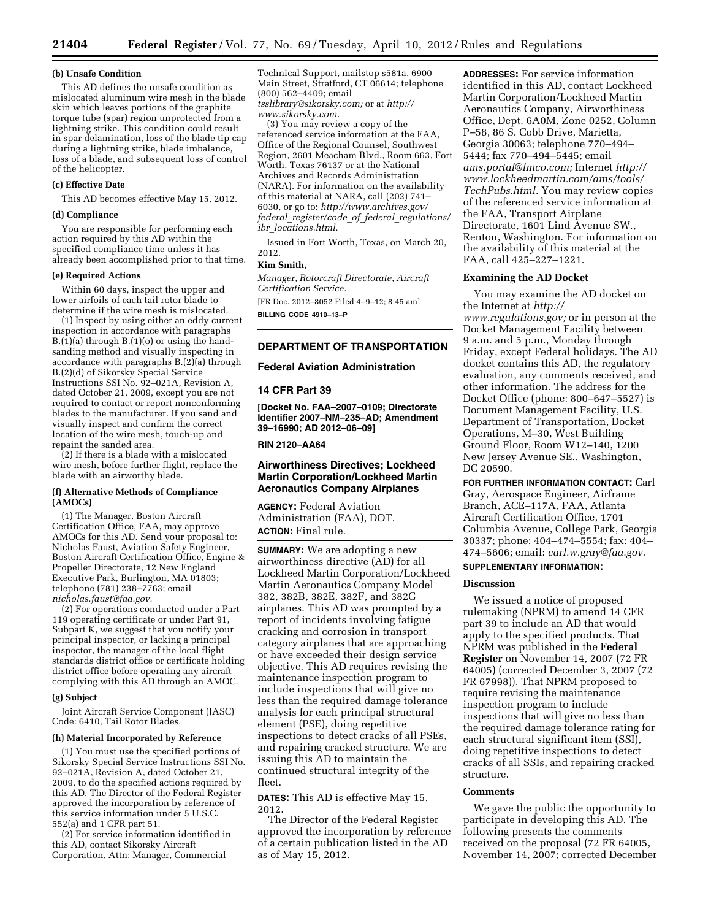#### (b) Unsafe Condition

This AD defines the unsafe condition as mislocated aluminum wire mesh in the blade skin which leaves portions of the graphite torque tube (spar) region unprotected from a lightning strike. This condition could result in spar delamination, loss of the blade tip cap during a lightning strike, blade imbalance, loss of a blade, and subsequent loss of control of the helicopter.

#### (c) Effective Date

This AD becomes effective May 15, 2012.

#### (d) Compliance

You are responsible for performing each action required by this AD within the specified compliance time unless it has already been accomplished prior to that time.

#### (e) Required Actions

Within 60 days, inspect the upper and lower airfoils of each tail rotor blade to determine if the wire mesh is mislocated.

(1) Inspect by using either an eddy current inspection in accordance with paragraphs B.(1)(a) through B.(1)(o) or using the hand-sanding method and visually inspecting in accordance with paragraphs B.(2)(a) through B.(2)(d) of Sikorsky Special Service Instructions SSI No. 92–021A, Revision A, dated October 21, 2009, except you are not required to contact or report nonconforming blades to the manufacturer. If you sand and visually inspect and confirm the correct location of the wire mesh, touch-up and repaint the sanded area.

(2) If there is a blade with a mislocated wire mesh, before further flight, replace the blade with an airworthy blade.

#### (f) Alternative Methods of Compliance (AMOCs)

(1) The Manager, Boston Aircraft Certification Office, FAA, may approve AMOCs for this AD. Send your proposal to: Nicholas Faust, Aviation Safety Engineer, Boston Aircraft Certification Office, Engine & Propeller Directorate, 12 New England Executive Park, Burlington, MA 01803; telephone (781) 238–7763; email *nicholas.faust@faa.gov.*

(2) For operations conducted under a Part 119 operating certificate or under Part 91, Subpart K, we suggest that you notify your principal inspector, or lacking a principal inspector, the manager of the local flight standards district office or certificate holding district office before operating any aircraft complying with this AD through an AMOC.

#### (g) Subject

Joint Aircraft Service Component (JASC) Code: 6410, Tail Rotor Blades.

#### (h) Material Incorporated by Reference

(1) You must use the specified portions of Sikorsky Special Service Instructions SSI No. 92–021A, Revision A, dated October 21, 2009, to do the specified actions required by this AD. The Director of the Federal Register approved the incorporation by reference of this service information under 5 U.S.C. 552(a) and 1 CFR part 51.

(2) For service information identified in this AD, contact Sikorsky Aircraft Corporation, Attn: Manager, Commercial Technical Support, mailstop s581a, 6900 Main Street, Stratford, CT 06614; telephone (800) 562–4409; email *tsslibrary@sikorsky.com;* or at *http://www.sikorsky.com.*

(3) You may review a copy of the referenced service information at the FAA, Office of the Regional Counsel, Southwest Region, 2601 Meacham Blvd., Room 663, Fort Worth, Texas 76137 or at the National Archives and Records Administration (NARA). For information on the availability of this material at NARA, call (202) 741–6030, or go to: *http://www.archives.gov/federal_register/code_of_federal_regulations/ibr_locations.html.*

Issued in Fort Worth, Texas, on March 20, 2012.

**Kim Smith,**

*Manager, Rotorcraft Directorate, Aircraft Certification Service.*

[FR Doc. 2012–8052 Filed 4–9–12; 8:45 am]

**BILLING CODE 4910–13–P**

---

## DEPARTMENT OF TRANSPORTATION

### Federal Aviation Administration

### 14 CFR Part 39

**[Docket No. FAA–2007–0109; Directorate Identifier 2007–NM–235–AD; Amendment 39–16990; AD 2012–06–09]**

**RIN 2120–AA64**

### Airworthiness Directives; Lockheed Martin Corporation/Lockheed Martin Aeronautics Company Airplanes

**AGENCY:** Federal Aviation Administration (FAA), DOT.

**ACTION:** Final rule.

**SUMMARY:** We are adopting a new airworthiness directive (AD) for all Lockheed Martin Corporation/Lockheed Martin Aeronautics Company Model 382, 382B, 382E, 382F, and 382G airplanes. This AD was prompted by a report of incidents involving fatigue cracking and corrosion in transport category airplanes that are approaching or have exceeded their design service objective. This AD requires revising the maintenance inspection program to include inspections that will give no less than the required damage tolerance analysis for each principal structural element (PSE), doing repetitive inspections to detect cracks of all PSEs, and repairing cracked structure. We are issuing this AD to maintain the continued structural integrity of the fleet.

**DATES:** This AD is effective May 15, 2012.

The Director of the Federal Register approved the incorporation by reference of a certain publication listed in the AD as of May 15, 2012.

**ADDRESSES:** For service information identified in this AD, contact Lockheed Martin Corporation/Lockheed Martin Aeronautics Company, Airworthiness Office, Dept. 6A0M, Zone 0252, Column P–58, 86 S. Cobb Drive, Marietta, Georgia 30063; telephone 770–494–5444; fax 770–494–5445; email *ams.portal@lmco.com;* Internet *http://www.lockheedmartin.com/ams/tools/TechPubs.html.* You may review copies of the referenced service information at the FAA, Transport Airplane Directorate, 1601 Lind Avenue SW., Renton, Washington. For information on the availability of this material at the FAA, call 425–227–1221.

#### Examining the AD Docket

You may examine the AD docket on the Internet at *http://www.regulations.gov;* or in person at the Docket Management Facility between 9 a.m. and 5 p.m., Monday through Friday, except Federal holidays. The AD docket contains this AD, the regulatory evaluation, any comments received, and other information. The address for the Docket Office (phone: 800–647–5527) is Document Management Facility, U.S. Department of Transportation, Docket Operations, M–30, West Building Ground Floor, Room W12–140, 1200 New Jersey Avenue SE., Washington, DC 20590.

**FOR FURTHER INFORMATION CONTACT:** Carl Gray, Aerospace Engineer, Airframe Branch, ACE–117A, FAA, Atlanta Aircraft Certification Office, 1701 Columbia Avenue, College Park, Georgia 30337; phone: 404–474–5554; fax: 404–474–5606; email: *carl.w.gray@faa.gov.*

**SUPPLEMENTARY INFORMATION:**

#### Discussion

We issued a notice of proposed rulemaking (NPRM) to amend 14 CFR part 39 to include an AD that would apply to the specified products. That NPRM was published in the **Federal Register** on November 14, 2007 (72 FR 64005) (corrected December 3, 2007 (72 FR 67998)). That NPRM proposed to require revising the maintenance inspection program to include inspections that will give no less than the required damage tolerance rating for each structural significant item (SSI), doing repetitive inspections to detect cracks of all SSIs, and repairing cracked structure.

#### Comments

We gave the public the opportunity to participate in developing this AD. The following presents the comments received on the proposal (72 FR 64005, November 14, 2007; corrected December